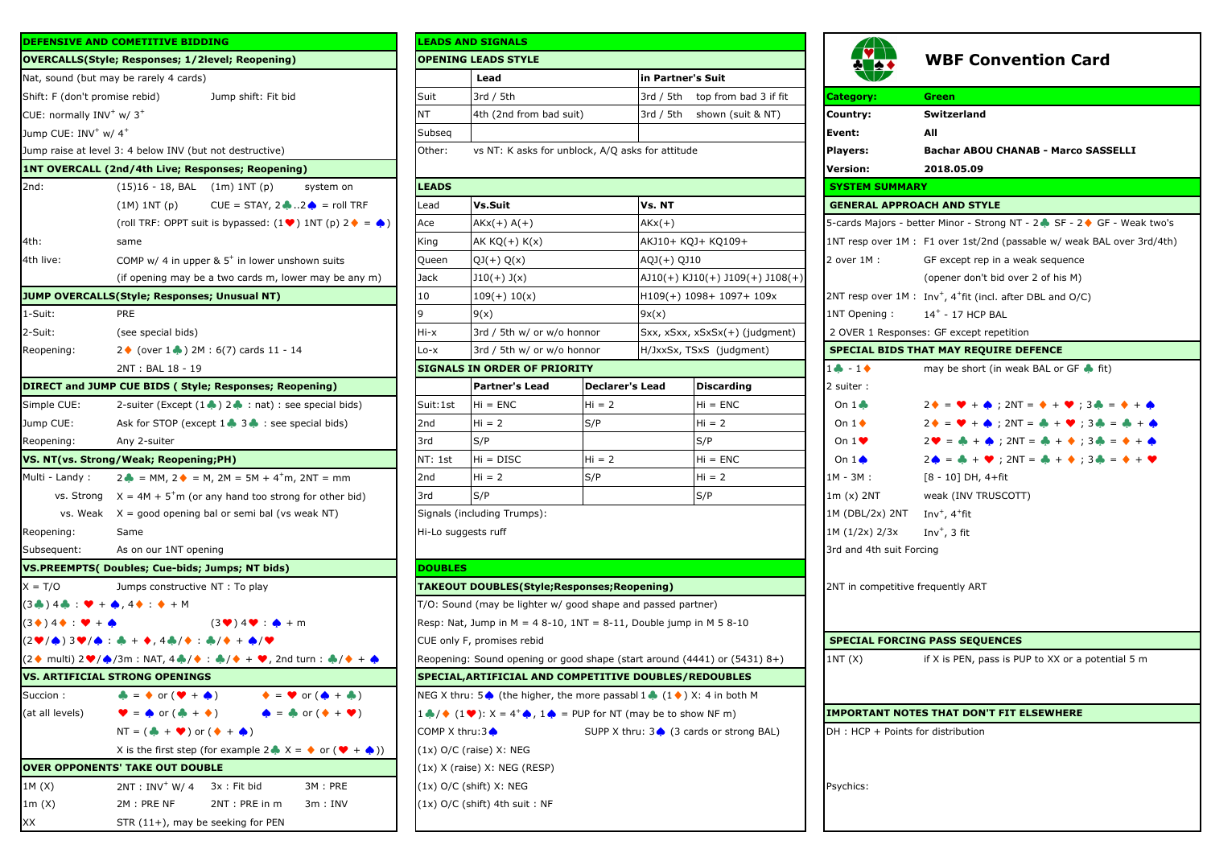## DEFENSIVE AND COMETITIVE BIDDING

### OVERCALLS(Style; Responses; 1/2level; Reopening)

Nat, sound (but may be rarely 4 cards)

Shift: F (don't promise rebid) Jump shift: Fit bid

CUE: normally INV+ w/ 3+

Jump CUE: INV+ w/ 4+

Jump raise at level 3: 4 below INV (but not destructive)

### 1NT OVERCALL (2nd/4th Live; Responses; Reopening)

| | |
|---|---|
| 2nd: | (15)16 - 18, BAL (1m) 1NT (p) system on |
| | (1M) 1NT (p) CUE = STAY, 2♣..2♠ = roll TRF |
| | (roll TRF: OPPT suit is bypassed: (1♥) 1NT (p) 2♦ = ♠) |
| 4th: | same |
| 4th live: | COMP w/ 4 in upper & 5+ in lower unshown suits |
| | (if opening may be a two cards m, lower may be any m) |

### JUMP OVERCALLS(Style; Responses; Unusual NT)

| | |
|---|---|
| 1-Suit: | PRE |
| 2-Suit: | (see special bids) |
| Reopening: | 2♦ (over 1♣) 2M : 6(7) cards 11 - 14 |
| | 2NT : BAL 18 - 19 |

### DIRECT and JUMP CUE BIDS ( Style; Responses; Reopening)

| | |
|---|---|
| Simple CUE: | 2-suiter (Except (1♣) 2♣ : nat) : see special bids) |
| Jump CUE: | Ask for STOP (except 1♣ 3♣ : see special bids) |
| Reopening: | Any 2-suiter |

### VS. NT(vs. Strong/Weak; Reopening;PH)

| | |
|---|---|
| Multi - Landy : | 2♣ = MM, 2♦ = M, 2M = 5M + 4+m, 2NT = mm |
| vs. Strong | X = 4M + 5+m (or any hand too strong for other bid) |
| vs. Weak | X = good opening bal or semi bal (vs weak NT) |
| Reopening: | Same |
| Subsequent: | As on our 1NT opening |

### VS.PREEMPTS( Doubles; Cue-bids; Jumps; NT bids)

X = T/O Jumps constructive NT : To play

(3♣) 4♣ : ♥ + ♠, 4♦ : ♦ + M

(3♦) 4♦ : ♥ + ♠ (3♥) 4♥ : ♠ + m

(2♥/♠) 3♥/♠ : ♣ + ♦, 4♣/♦ : ♣/♦ + ♠/♥

(2♦ multi) 2♥/♠/3m : NAT, 4♣/♦ : ♣/♦ + ♥, 2nd turn : ♣/♦ + ♠

### VS. ARTIFICIAL STRONG OPENINGS

| | |
|---|---|
| Succion : | ♣ = ♦ or (♥ + ♠) ♦ = ♥ or (♠ + ♣) |
| (at all levels) | ♥ = ♠ or (♣ + ♦) ♠ = ♣ or (♦ + ♥) |
| | NT = (♣ + ♥) or (♦ + ♠) |
| | X is the first step (for example 2♣ X = ♦ or (♥ + ♠)) |

### OVER OPPONENTS' TAKE OUT DOUBLE

| | | | |
|---|---|---|---|
| 1M (X) | 2NT : INV+ W/ 4 | 3x : Fit bid | 3M : PRE |
| 1m (X) | 2M : PRE NF | 2NT : PRE in m | 3m : INV |
| XX | STR (11+), may be seeking for PEN | | |

## LEADS AND SIGNALS

### OPENING LEADS STYLE

| | Lead | in Partner's Suit |
|---|---|---|
| Suit | 3rd / 5th | 3rd / 5th top from bad 3 if fit |
| NT | 4th (2nd from bad suit) | 3rd / 5th shown (suit & NT) |
| Subseq | | |
| Other: | vs NT: K asks for unblock, A/Q asks for attitude | |

### LEADS

| Lead | Vs.Suit | Vs. NT |
|---|---|---|
| Ace | AKx(+) A(+) | AKx(+) |
| King | AK KQ(+) K(x) | AKJ10+ KQJ+ KQ109+ |
| Queen | QJ(+) Q(x) | AQJ(+) QJ10 |
| Jack | J10(+) J(x) | AJ10(+) KJ10(+) J109(+) J108(+) |
| 10 | 109(+) 10(x) | H109(+) 1098+ 1097+ 109x |
| 9 | 9(x) | 9x(x) |
| Hi-x | 3rd / 5th w/ or w/o honnor | Sxx, xSxx, xSxSx(+) (judgment) |
| Lo-x | 3rd / 5th w/ or w/o honnor | H/JxxSx, TSxS (judgment) |

### SIGNALS IN ORDER OF PRIORITY

| | Partner's Lead | Declarer's Lead | Discarding |
|---|---|---|---|
| Suit:1st | Hi = ENC | Hi = 2 | Hi = ENC |
| 2nd | Hi = 2 | S/P | Hi = 2 |
| 3rd | S/P | | S/P |
| NT: 1st | Hi = DISC | Hi = 2 | Hi = ENC |
| 2nd | Hi = 2 | S/P | Hi = 2 |
| 3rd | S/P | | S/P |

Signals (including Trumps):

Hi-Lo suggests ruff

## DOUBLES

### TAKEOUT DOUBLES(Style;Responses;Reopening)

T/O: Sound (may be lighter w/ good shape and passed partner)

Resp: Nat, Jump in M = 4 8-10, 1NT = 8-11, Double jump in M 5 8-10

CUE only F, promises rebid

Reopening: Sound opening or good shape (start around (4441) or (5431) 8+)

### SPECIAL,ARTIFICIAL AND COMPETITIVE DOUBLES/REDOUBLES

NEG X thru: 5♠ (the higher, the more passabl 1♣ (1♦) X: 4 in both M

1♣/♦ (1♥): X = 4+♠, 1♠ = PUP for NT (may be to show NF m)

COMP X thru:3♠ SUPP X thru: 3♠ (3 cards or strong BAL)

(1x) O/C (raise) X: NEG

(1x) X (raise) X: NEG (RESP)

(1x) O/C (shift) X: NEG

(1x) O/C (shift) 4th suit : NF

## WBF Convention Card

| | |
|---|---|
| Category: | Green |
| Country: | Switzerland |
| Event: | All |
| Players: | Bachar ABOU CHANAB - Marco SASSELLI |
| Version: | 2018.05.09 |

### SYSTEM SUMMARY

#### GENERAL APPROACH AND STYLE

5-cards Majors - better Minor - Strong NT - 2♣ SF - 2♦ GF - Weak two's

| | |
|---|---|
| 1NT resp over 1M : | F1 over 1st/2nd (passable w/ weak BAL over 3rd/4th) |
| 2 over 1M : | GF except rep in a weak sequence |
| | (opener don't bid over 2 of his M) |
| 2NT resp over 1M : | Inv+, 4+fit (incl. after DBL and O/C) |
| 1NT Opening : | 14+ - 17 HCP BAL |

2 OVER 1 Responses: GF except repetition

#### SPECIAL BIDS THAT MAY REQUIRE DEFENCE

| | |
|---|---|
| 1♣ - 1♦ | may be short (in weak BAL or GF ♣ fit) |
| 2 suiter : | |
| On 1♣ | 2♦ = ♥ + ♠ ; 2NT = ♦ + ♥ ; 3♣ = ♦ + ♠ |
| On 1♦ | 2♦ = ♥ + ♠ ; 2NT = ♣ + ♥ ; 3♣ = ♣ + ♠ |
| On 1♥ | 2♥ = ♣ + ♠ ; 2NT = ♣ + ♦ ; 3♣ = ♦ + ♠ |
| On 1♠ | 2♠ = ♣ + ♥ ; 2NT = ♣ + ♦ ; 3♣ = ♦ + ♥ |
| 1M - 3M : | [8 - 10] DH, 4+fit |
| 1m (x) 2NT | weak (INV TRUSCOTT) |
| 1M (DBL/2x) 2NT | Inv+, 4+fit |
| 1M (1/2x) 2/3x | Inv+, 3 fit |

3rd and 4th suit Forcing

2NT in competitive frequently ART

#### SPECIAL FORCING PASS SEQUENCES

| | |
|---|---|
| 1NT (X) | if X is PEN, pass is PUP to XX or a potential 5 m |

#### IMPORTANT NOTES THAT DON'T FIT ELSEWHERE

DH : HCP + Points for distribution

Psychics: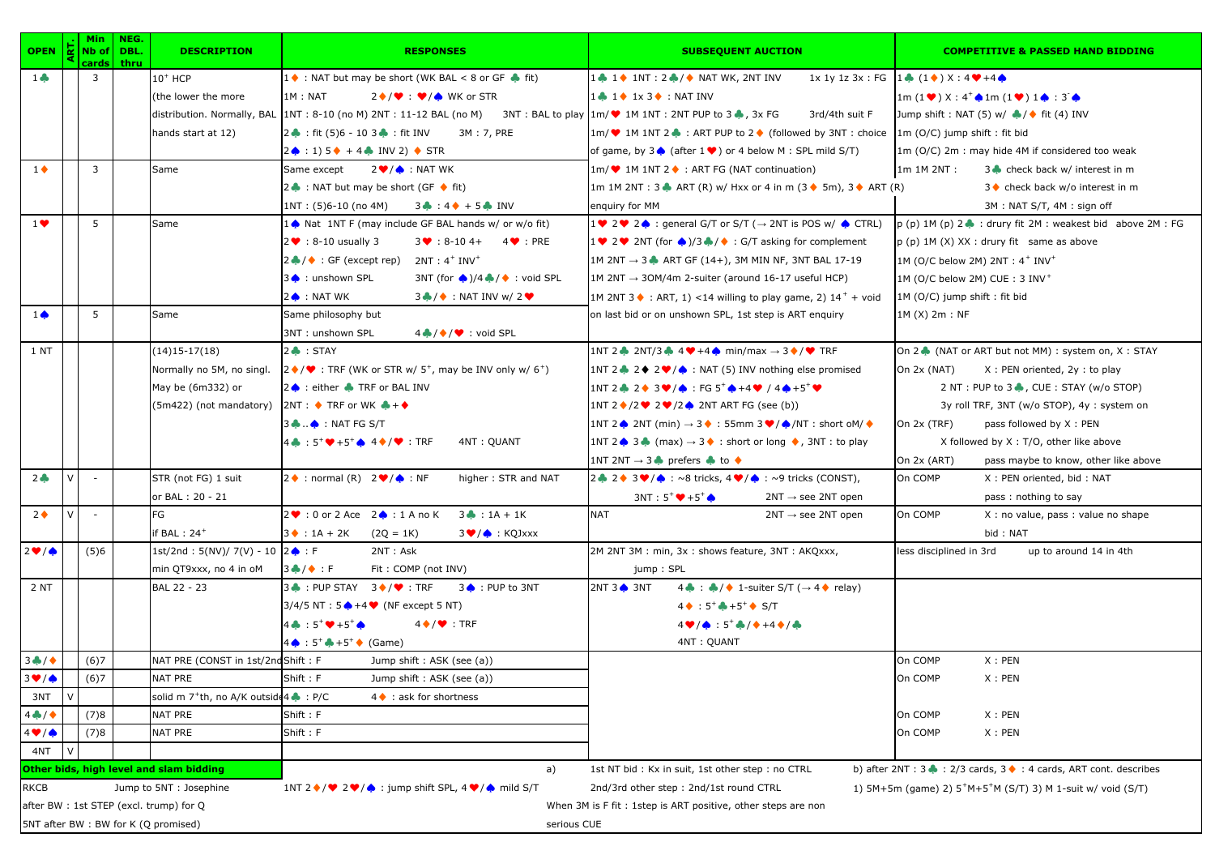| OPEN | ART. | Min Nb of cards | NEG. DBL. thru | DESCRIPTION | RESPONSES | SUBSEQUENT AUCTION | COMPETITIVE & PASSED HAND BIDDING |
|---|---|---|---|---|---|---|---|
| 1♣ | | 3 | | 10+ HCP (the lower the more distribution. Normally, BAL hands start at 12) | 1♦ : NAT but may be short (WK BAL < 8 or GF ♣ fit)<br>1M : NAT 2♦/♥ : ♥/♠ WK or STR<br>1NT : 8-10 (no M) 2NT : 11-12 BAL (no M) 3NT : BAL to play<br>2♣ : fit (5)6 - 10 3♣ : fit INV 3M : 7, PRE<br>2♠ : 1) 5♦ + 4♣ INV 2) ♦ STR | 1♣ 1♦ 1NT : 2♣/♦ NAT WK, 2NT INV 1x 1y 1z 3x : FG<br>1♣ 1♦ 1x 3♦ : NAT INV<br>1m/♥ 1M 1NT : 2NT PUP to 3♣, 3x FG 3rd/4th suit F<br>1m/♥ 1M 1NT 2♣ : ART PUP to 2♦ (followed by 3NT : choice of game, by 3♠ (after 1♥) or 4 below M : SPL mild S/T) | 1♣ (1♦) X : 4♥+4♠<br>1m (1♥) X : 4+♠ 1m (1♥) 1♠ : 3-♠<br>Jump shift : NAT (5) w/ ♣/♦ fit (4) INV<br>1m (O/C) jump shift : fit bid<br>1m (O/C) 2m : may hide 4M if considered too weak |
| 1♦ | | 3 | | Same | Same except 2♥/♠ : NAT WK<br>2♣ : NAT but may be short (GF ♦ fit)<br>1NT : (5)6-10 (no 4M) 3♣ : 4♦ + 5♣ INV | 1m/♥ 1M 1NT 2♦ : ART FG (NAT continuation)<br>1m 1M 2NT : 3♣ ART (R) w/ Hxx or 4 in m (3♦ 5m), 3♦ ART (R) enquiry for MM | 1m 1M 2NT : 3♣ check back w/ interest in m<br>3♦ check back w/o interest in m<br>3M : NAT S/T, 4M : sign off |
| 1♥ | | 5 | | Same | 1♠ Nat 1NT F (may include GF BAL hands w/ or w/o fit)<br>2♥ : 8-10 usually 3 3♥ : 8-10 4+ 4♥ : PRE<br>2♣/♦ : GF (except rep) 2NT : 4+ INV+<br>3♠ : unshown SPL 3NT (for ♠)/4♣/♦ : void SPL<br>2♠ : NAT WK 3♣/♦ : NAT INV w/ 2♥ | 1♥ 2♥ 2♠ : general G/T or S/T (→ 2NT is POS w/ ♠ CTRL)<br>1♥ 2♥ 2NT (for ♠)/3♣/♦ : G/T asking for complement<br>1M 2NT → 3♣ ART GF (14+), 3M MIN NF, 3NT BAL 17-19<br>1M 2NT → 3OM/4m 2-suiter (around 16-17 useful HCP)<br>1M 2NT 3♦ : ART, 1) <14 willing to play game, 2) 14+ + void on last bid or on unshown SPL, 1st step is ART enquiry | p (p) 1M (p) 2♣ : drury fit 2M : weakest bid above 2M : FG<br>p (p) 1M (X) XX : drury fit same as above<br>1M (O/C below 2M) 2NT : 4+ INV+<br>1M (O/C below 2M) CUE : 3 INV+<br>1M (O/C) jump shift : fit bid<br>1M (X) 2m : NF |
| 1♠ | | 5 | | Same | Same philosophy but<br>3NT : unshown SPL 4♣/♦/♥ : void SPL | | |
| 1 NT | | | | (14)15-17(18)<br>Normally no 5M, no singl.<br>May be (6m332) or (5m422) (not mandatory) | 2♣ : STAY<br>2♦/♥ : TRF (WK or STR w/ 5+, may be INV only w/ 6+)<br>2♠ : either ♣ TRF or BAL INV<br>2NT : ♦ TRF or WK ♣+♦<br>3♣..♠ : NAT FG S/T<br>4♣ : 5+♥+5+♠ 4♦/♥ : TRF 4NT : QUANT | 1NT 2♣ 2NT/3♣ 4♥+4♠ min/max → 3♦/♥ TRF<br>1NT 2♣ 2♦ 2♥/♠ : NAT (5) INV nothing else promised<br>1NT 2♣ 2♦ 3♥/♠ : FG 5+♠+4♥ / 4♠+5+♥<br>1NT 2♦/2♥ 2♥/2♠ 2NT ART FG (see (b))<br>1NT 2♠ 2NT (min) → 3♦ : 55mm 3♥/♠/NT : short oM/♦<br>1NT 2♠ 3♣ (max) → 3♦ : short or long ♦, 3NT : to play<br>1NT 2NT → 3♣ prefers ♣ to ♦ | On 2♣ (NAT or ART but not MM) : system on, X : STAY<br>On 2x (NAT) X : PEN oriented, 2y : to play<br>2 NT : PUP to 3♣, CUE : STAY (w/o STOP)<br>3y roll TRF, 3NT (w/o STOP), 4y : system on<br>On 2x (TRF) pass followed by X : PEN<br>X followed by X : T/O, other like above<br>On 2x (ART) pass maybe to know, other like above |
| 2♣ | V | - | | STR (not FG) 1 suit or BAL : 20 - 21 | 2♦ : normal (R) 2♥/♠ : NF higher : STR and NAT | 2♣ 2♦ 3♥/♠ : ~8 tricks, 4♥/♠ : ~9 tricks (CONST),<br>3NT : 5+♥+5+♠ 2NT → see 2NT open | On COMP X : PEN oriented, bid : NAT<br>pass : nothing to say |
| 2♦ | V | - | | FG<br>if BAL : 24+ | 2♥ : 0 or 2 Ace 2♠ : 1 A no K 3♣ : 1A + 1K<br>3♦ : 1A + 2K (2Q = 1K) 3♥/♠ : KQJxxx | NAT 2NT → see 2NT open | On COMP X : no value, pass : value no shape<br>bid : NAT |
| 2♥/♠ | | (5)6 | | 1st/2nd : 5(NV)/ 7(V) - 10 min QT9xxx, no 4 in oM | 2♠ : F 2NT : Ask<br>3♣/♦ : F Fit : COMP (not INV) | 2M 2NT 3M : min, 3x : shows feature, 3NT : AKQxxx,<br>jump : SPL | less disciplined in 3rd up to around 14 in 4th |
| 2 NT | | | | BAL 22 - 23 | 3♣ : PUP STAY 3♦/♥ : TRF 3♠ : PUP to 3NT<br>3/4/5 NT : 5♠+4♥ (NF except 5 NT)<br>4♣ : 5+♥+5+♠ 4♦/♥ : TRF<br>4♠ : 5+♣+5+♦ (Game) | 2NT 3♠ 3NT 4♣ : ♣/♦ 1-suiter S/T (→ 4♦ relay)<br>4♦ : 5+♣+5+♦ S/T<br>4♥/♠ : 5+♣/♦+4♦/♣<br>4NT : QUANT | |
| 3♣/♦ | | (6)7 | | NAT PRE (CONST in 1st/2nd | Shift : F Jump shift : ASK (see (a)) | | On COMP X : PEN |
| 3♥/♠ | | (6)7 | | NAT PRE | Shift : F Jump shift : ASK (see (a)) | | On COMP X : PEN |
| 3NT | V | | | solid m 7+th, no A/K outside | 4♣ : P/C 4♦ : ask for shortness | | |
| 4♣/♦ | | (7)8 | | NAT PRE | Shift : F | | On COMP X : PEN |
| 4♥/♠ | | (7)8 | | NAT PRE | Shift : F | | On COMP X : PEN |
| 4NT | V | | | | | | |

**Other bids, high level and slam bidding**

RKCB Jump to 5NT : Josephine

after BW : 1st STEP (excl. trump) for Q

5NT after BW : BW for K (Q promised)

1NT 2♦/♥ 2♥/♠ : jump shift SPL, 4♥/♠ mild S/T

a) 1st NT bid : Kx in suit, 1st other step : no CTRL
2nd/3rd other step : 2nd/1st round CTRL
When 3M is F fit : 1step is ART positive, other steps are non serious CUE

b) after 2NT : 3♣ : 2/3 cards, 3♦ : 4 cards, ART cont. describes
1) 5M+5m (game) 2) 5+M+5+M (S/T) 3) M 1-suit w/ void (S/T)